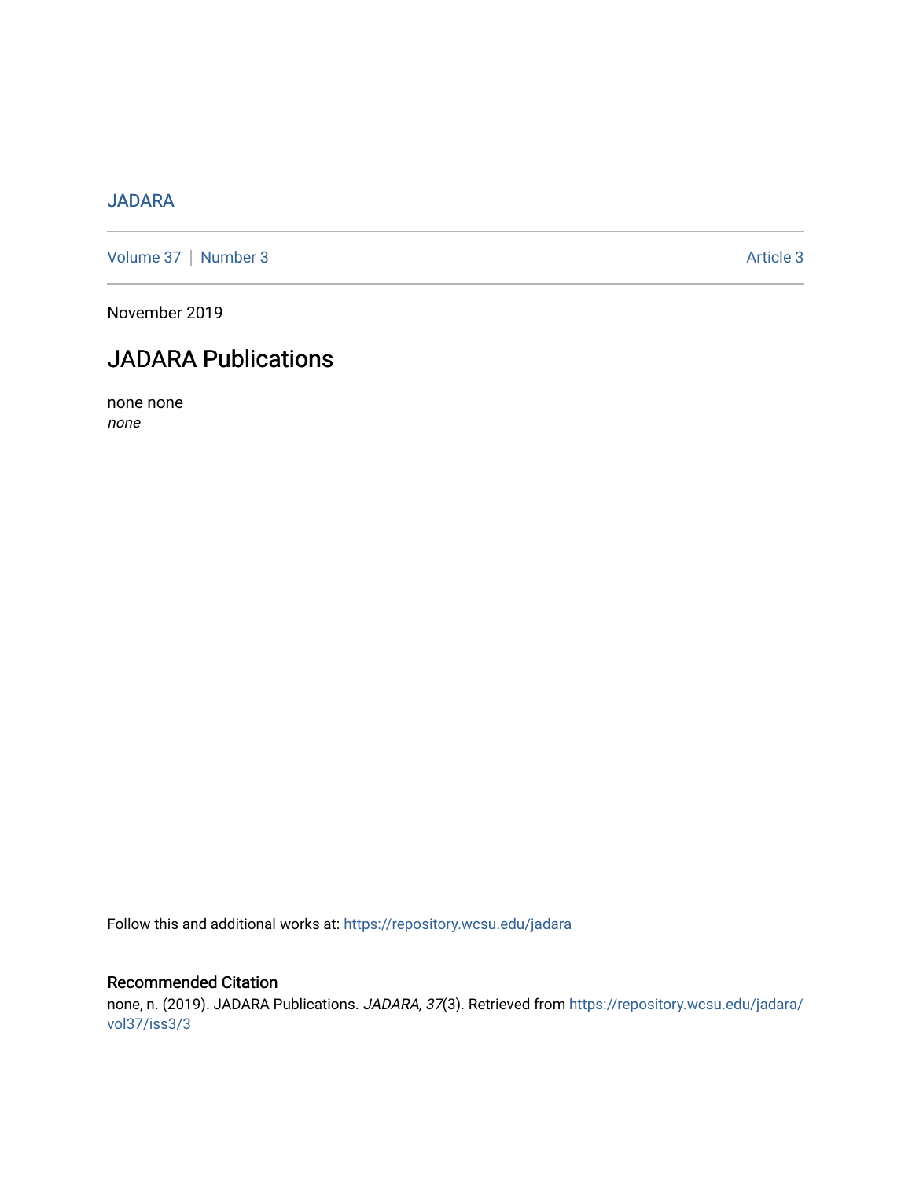JADARA

Volume 37 | Number 3 Article 3

November 2019

# JADARA Publications

none none

*none*

Follow this and additional works at: https://repository.wcsu.edu/jadara

## Recommended Citation

none, n. (2019). JADARA Publications. *JADARA, 37*(3). Retrieved from https://repository.wcsu.edu/jadara/vol37/iss3/3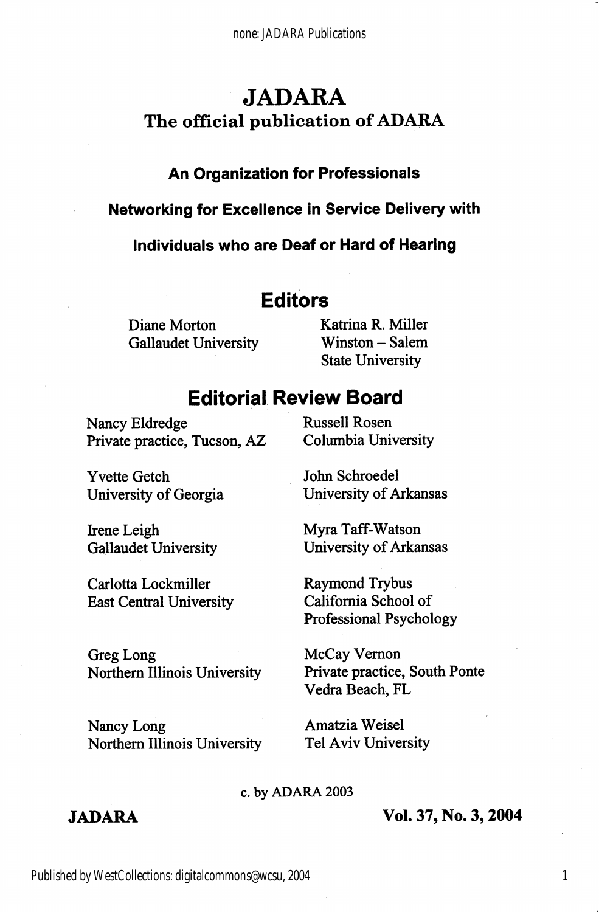# JADARA

## The official publication of ADARA

### An Organization for Professionals

### Networking for Excellence in Service Delivery with

### Individuals who are Deaf or Hard of Hearing

## Editors

Diane Morton
Gallaudet University

Katrina R. Miller
Winston – Salem
State University

## Editorial Review Board

Nancy Eldredge
Private practice, Tucson, AZ

Yvette Getch
University of Georgia

Irene Leigh
Gallaudet University

Carlotta Lockmiller
East Central University

Greg Long
Northern Illinois University

Nancy Long
Northern Illinois University

Russell Rosen
Columbia University

John Schroedel
University of Arkansas

Myra Taff-Watson
University of Arkansas

Raymond Trybus
California School of
Professional Psychology

McCay Vernon
Private practice, South Ponte
Vedra Beach, FL

Amatzia Weisel
Tel Aviv University

c. by ADARA 2003

**JADARA** **Vol. 37, No. 3, 2004**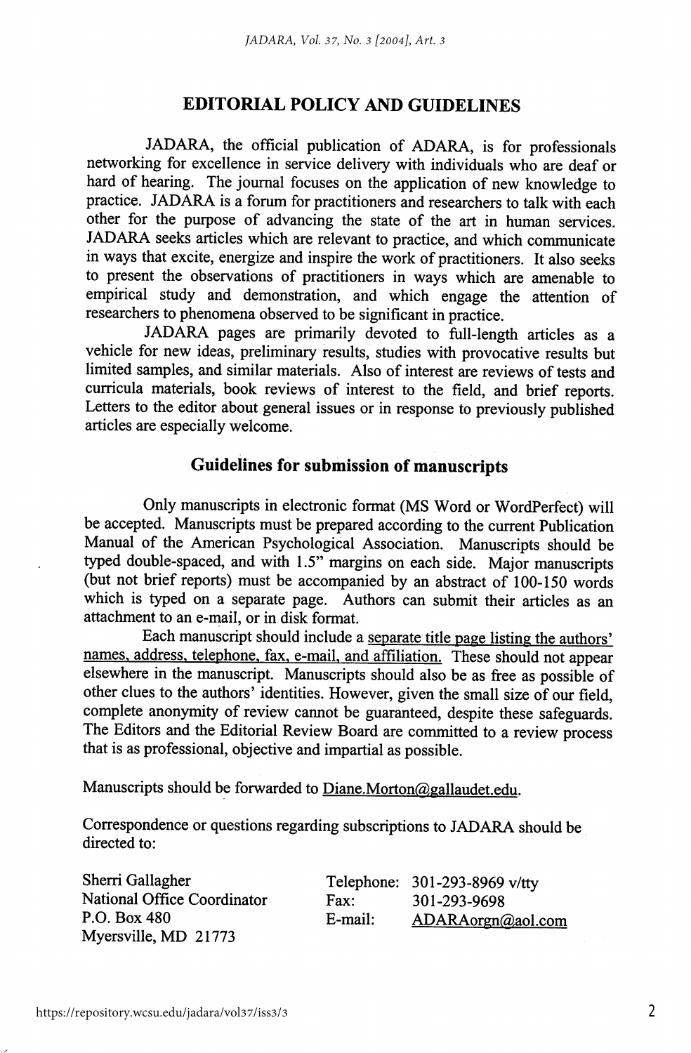## EDITORIAL POLICY AND GUIDELINES

JADARA, the official publication of ADARA, is for professionals networking for excellence in service delivery with individuals who are deaf or hard of hearing. The journal focuses on the application of new knowledge to practice. JADARA is a forum for practitioners and researchers to talk with each other for the purpose of advancing the state of the art in human services. JADARA seeks articles which are relevant to practice, and which communicate in ways that excite, energize and inspire the work of practitioners. It also seeks to present the observations of practitioners in ways which are amenable to empirical study and demonstration, and which engage the attention of researchers to phenomena observed to be significant in practice.

JADARA pages are primarily devoted to full-length articles as a vehicle for new ideas, preliminary results, studies with provocative results but limited samples, and similar materials. Also of interest are reviews of tests and curricula materials, book reviews of interest to the field, and brief reports. Letters to the editor about general issues or in response to previously published articles are especially welcome.

### Guidelines for submission of manuscripts

Only manuscripts in electronic format (MS Word or WordPerfect) will be accepted. Manuscripts must be prepared according to the current Publication Manual of the American Psychological Association. Manuscripts should be typed double-spaced, and with 1.5" margins on each side. Major manuscripts (but not brief reports) must be accompanied by an abstract of 100-150 words which is typed on a separate page. Authors can submit their articles as an attachment to an e-mail, or in disk format.

Each manuscript should include a separate title page listing the authors' names, address, telephone, fax, e-mail, and affiliation. These should not appear elsewhere in the manuscript. Manuscripts should also be as free as possible of other clues to the authors' identities. However, given the small size of our field, complete anonymity of review cannot be guaranteed, despite these safeguards. The Editors and the Editorial Review Board are committed to a review process that is as professional, objective and impartial as possible.

Manuscripts should be forwarded to Diane.Morton@gallaudet.edu.

Correspondence or questions regarding subscriptions to JADARA should be directed to:

Sherri Gallagher
National Office Coordinator
P.O. Box 480
Myersville, MD 21773

Telephone: 301-293-8969 v/tty
Fax: 301-293-9698
E-mail: ADARAorgn@aol.com